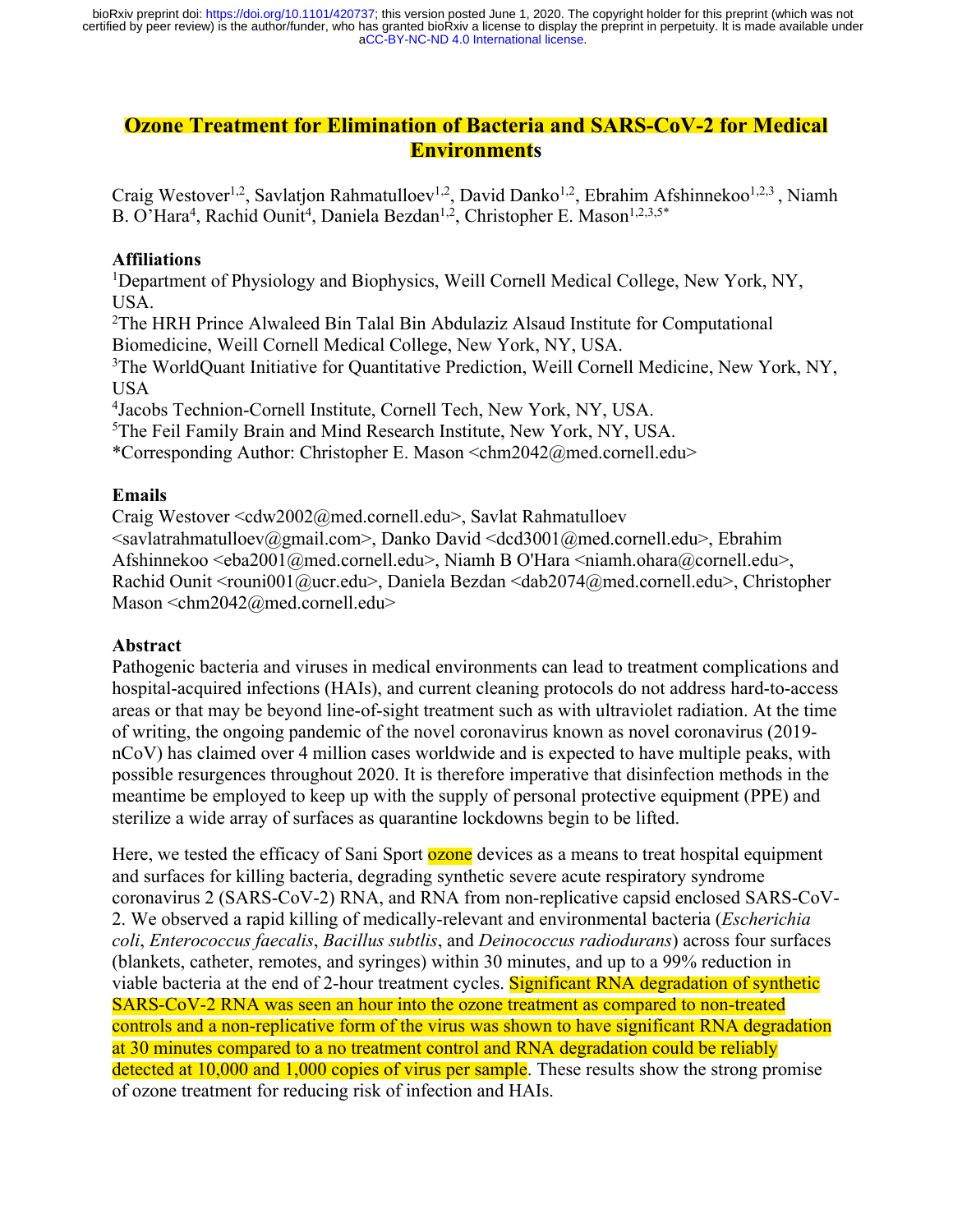# Ozone Treatment for Elimination of Bacteria and SARS-CoV-2 for Medical Environments

Craig Westover[1,2], Savlatjon Rahmatulloev[1,2], David Danko[1,2], Ebrahim Afshinnekoo[1,2,3], Niamh B. O'Hara[4], Rachid Ounit[4], Daniela Bezdan[1,2], Christopher E. Mason[1,2,3,5*]

## Affiliations

[1]Department of Physiology and Biophysics, Weill Cornell Medical College, New York, NY, USA.

[2]The HRH Prince Alwaleed Bin Talal Bin Abdulaziz Alsaud Institute for Computational Biomedicine, Weill Cornell Medical College, New York, NY, USA.

[3]The WorldQuant Initiative for Quantitative Prediction, Weill Cornell Medicine, New York, NY, USA

[4]Jacobs Technion-Cornell Institute, Cornell Tech, New York, NY, USA.

[5]The Feil Family Brain and Mind Research Institute, New York, NY, USA.

*Corresponding Author: Christopher E. Mason <chm2042@med.cornell.edu>

## Emails

Craig Westover <cdw2002@med.cornell.edu>, Savlat Rahmatulloev <savlatrahmatulloev@gmail.com>, Danko David <dcd3001@med.cornell.edu>, Ebrahim Afshinnekoo <eba2001@med.cornell.edu>, Niamh B O'Hara <niamh.ohara@cornell.edu>, Rachid Ounit <rouni001@ucr.edu>, Daniela Bezdan <dab2074@med.cornell.edu>, Christopher Mason <chm2042@med.cornell.edu>

## Abstract

Pathogenic bacteria and viruses in medical environments can lead to treatment complications and hospital-acquired infections (HAIs), and current cleaning protocols do not address hard-to-access areas or that may be beyond line-of-sight treatment such as with ultraviolet radiation. At the time of writing, the ongoing pandemic of the novel coronavirus known as novel coronavirus (2019-nCoV) has claimed over 4 million cases worldwide and is expected to have multiple peaks, with possible resurgences throughout 2020. It is therefore imperative that disinfection methods in the meantime be employed to keep up with the supply of personal protective equipment (PPE) and sterilize a wide array of surfaces as quarantine lockdowns begin to be lifted.

Here, we tested the efficacy of Sani Sport ozone devices as a means to treat hospital equipment and surfaces for killing bacteria, degrading synthetic severe acute respiratory syndrome coronavirus 2 (SARS-CoV-2) RNA, and RNA from non-replicative capsid enclosed SARS-CoV-2. We observed a rapid killing of medically-relevant and environmental bacteria (*Escherichia coli*, *Enterococcus faecalis*, *Bacillus subtlis*, and *Deinococcus radiodurans*) across four surfaces (blankets, catheter, remotes, and syringes) within 30 minutes, and up to a 99% reduction in viable bacteria at the end of 2-hour treatment cycles. Significant RNA degradation of synthetic SARS-CoV-2 RNA was seen an hour into the ozone treatment as compared to non-treated controls and a non-replicative form of the virus was shown to have significant RNA degradation at 30 minutes compared to a no treatment control and RNA degradation could be reliably detected at 10,000 and 1,000 copies of virus per sample. These results show the strong promise of ozone treatment for reducing risk of infection and HAIs.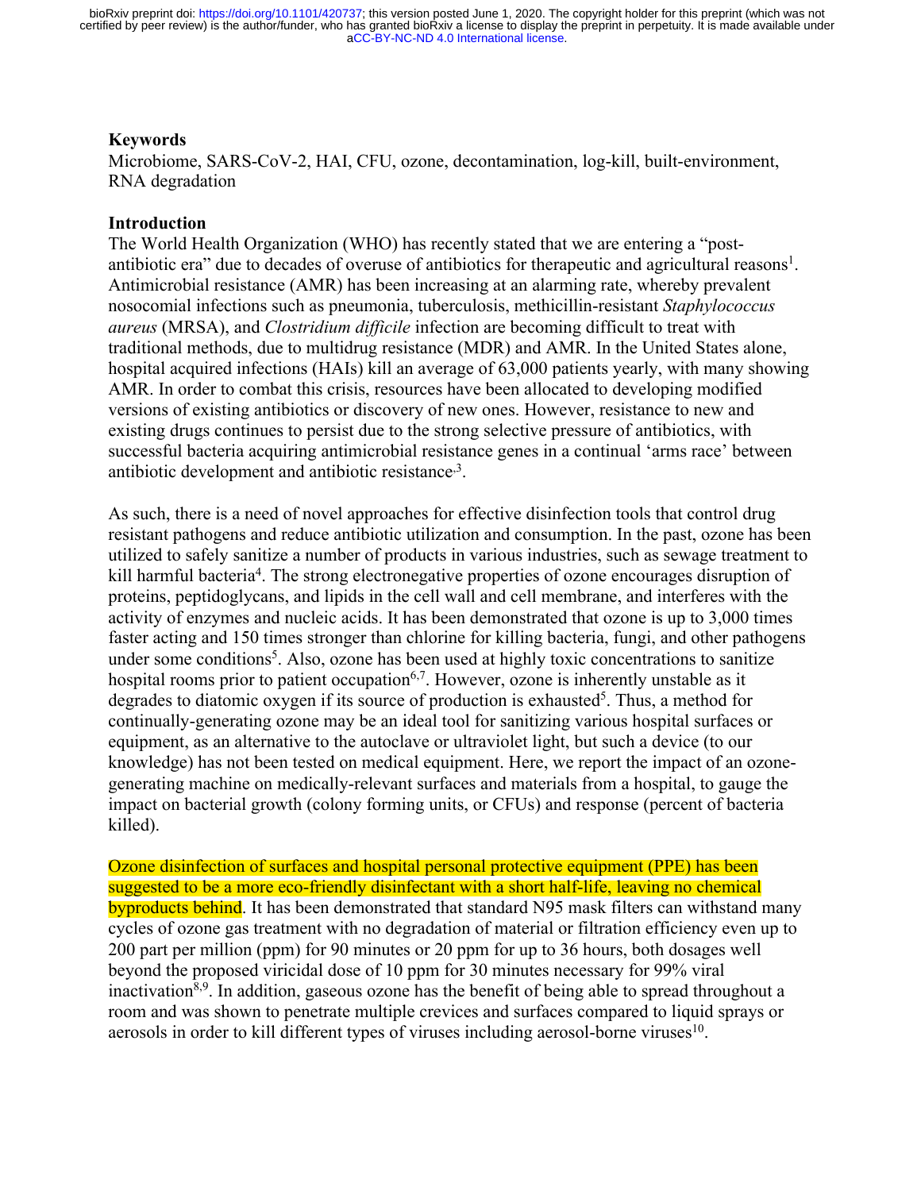**Keywords**

Microbiome, SARS-CoV-2, HAI, CFU, ozone, decontamination, log-kill, built-environment, RNA degradation

**Introduction**

The World Health Organization (WHO) has recently stated that we are entering a "post-antibiotic era" due to decades of overuse of antibiotics for therapeutic and agricultural reasons[1]. Antimicrobial resistance (AMR) has been increasing at an alarming rate, whereby prevalent nosocomial infections such as pneumonia, tuberculosis, methicillin-resistant *Staphylococcus aureus* (MRSA), and *Clostridium difficile* infection are becoming difficult to treat with traditional methods, due to multidrug resistance (MDR) and AMR. In the United States alone, hospital acquired infections (HAIs) kill an average of 63,000 patients yearly, with many showing AMR. In order to combat this crisis, resources have been allocated to developing modified versions of existing antibiotics or discovery of new ones. However, resistance to new and existing drugs continues to persist due to the strong selective pressure of antibiotics, with successful bacteria acquiring antimicrobial resistance genes in a continual 'arms race' between antibiotic development and antibiotic resistance[,3].

As such, there is a need of novel approaches for effective disinfection tools that control drug resistant pathogens and reduce antibiotic utilization and consumption. In the past, ozone has been utilized to safely sanitize a number of products in various industries, such as sewage treatment to kill harmful bacteria[4]. The strong electronegative properties of ozone encourages disruption of proteins, peptidoglycans, and lipids in the cell wall and cell membrane, and interferes with the activity of enzymes and nucleic acids. It has been demonstrated that ozone is up to 3,000 times faster acting and 150 times stronger than chlorine for killing bacteria, fungi, and other pathogens under some conditions[5]. Also, ozone has been used at highly toxic concentrations to sanitize hospital rooms prior to patient occupation[6,7]. However, ozone is inherently unstable as it degrades to diatomic oxygen if its source of production is exhausted[5]. Thus, a method for continually-generating ozone may be an ideal tool for sanitizing various hospital surfaces or equipment, as an alternative to the autoclave or ultraviolet light, but such a device (to our knowledge) has not been tested on medical equipment. Here, we report the impact of an ozone-generating machine on medically-relevant surfaces and materials from a hospital, to gauge the impact on bacterial growth (colony forming units, or CFUs) and response (percent of bacteria killed).

Ozone disinfection of surfaces and hospital personal protective equipment (PPE) has been suggested to be a more eco-friendly disinfectant with a short half-life, leaving no chemical byproducts behind. It has been demonstrated that standard N95 mask filters can withstand many cycles of ozone gas treatment with no degradation of material or filtration efficiency even up to 200 part per million (ppm) for 90 minutes or 20 ppm for up to 36 hours, both dosages well beyond the proposed viricidal dose of 10 ppm for 30 minutes necessary for 99% viral inactivation[8,9]. In addition, gaseous ozone has the benefit of being able to spread throughout a room and was shown to penetrate multiple crevices and surfaces compared to liquid sprays or aerosols in order to kill different types of viruses including aerosol-borne viruses[10].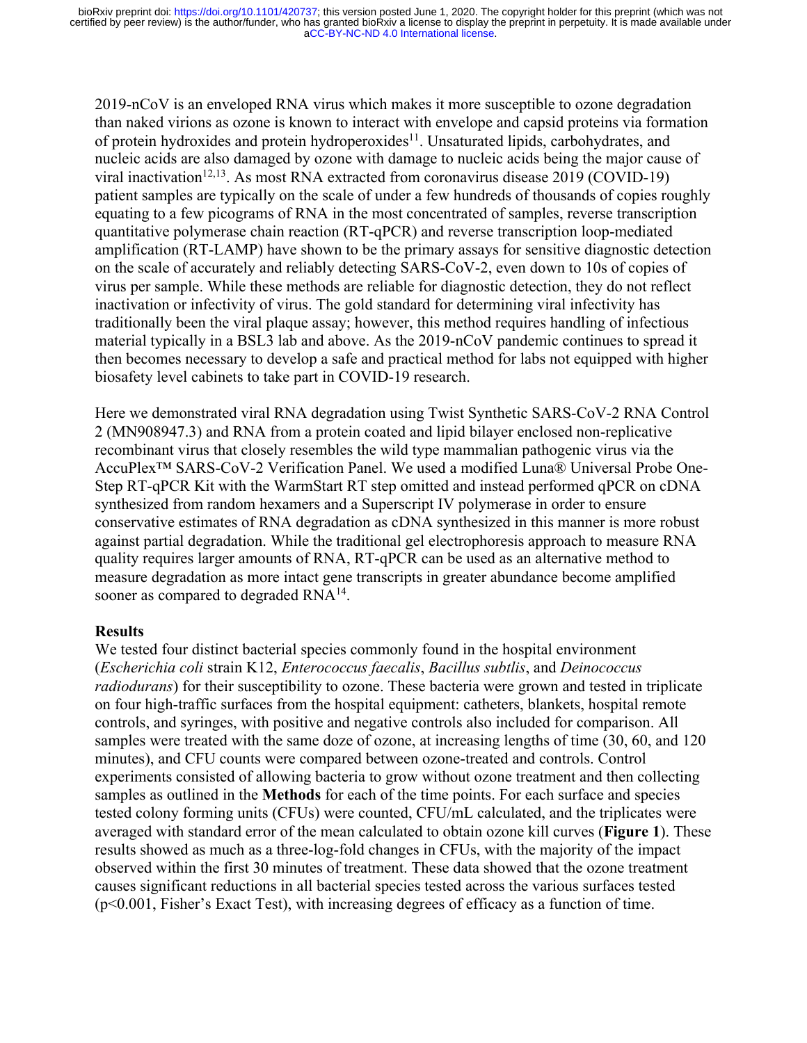2019-nCoV is an enveloped RNA virus which makes it more susceptible to ozone degradation than naked virions as ozone is known to interact with envelope and capsid proteins via formation of protein hydroxides and protein hydroperoxides[11]. Unsaturated lipids, carbohydrates, and nucleic acids are also damaged by ozone with damage to nucleic acids being the major cause of viral inactivation[12,13]. As most RNA extracted from coronavirus disease 2019 (COVID-19) patient samples are typically on the scale of under a few hundreds of thousands of copies roughly equating to a few picograms of RNA in the most concentrated of samples, reverse transcription quantitative polymerase chain reaction (RT-qPCR) and reverse transcription loop-mediated amplification (RT-LAMP) have shown to be the primary assays for sensitive diagnostic detection on the scale of accurately and reliably detecting SARS-CoV-2, even down to 10s of copies of virus per sample. While these methods are reliable for diagnostic detection, they do not reflect inactivation or infectivity of virus. The gold standard for determining viral infectivity has traditionally been the viral plaque assay; however, this method requires handling of infectious material typically in a BSL3 lab and above. As the 2019-nCoV pandemic continues to spread it then becomes necessary to develop a safe and practical method for labs not equipped with higher biosafety level cabinets to take part in COVID-19 research.

Here we demonstrated viral RNA degradation using Twist Synthetic SARS-CoV-2 RNA Control 2 (MN908947.3) and RNA from a protein coated and lipid bilayer enclosed non-replicative recombinant virus that closely resembles the wild type mammalian pathogenic virus via the AccuPlex™ SARS-CoV-2 Verification Panel. We used a modified Luna® Universal Probe One-Step RT-qPCR Kit with the WarmStart RT step omitted and instead performed qPCR on cDNA synthesized from random hexamers and a Superscript IV polymerase in order to ensure conservative estimates of RNA degradation as cDNA synthesized in this manner is more robust against partial degradation. While the traditional gel electrophoresis approach to measure RNA quality requires larger amounts of RNA, RT-qPCR can be used as an alternative method to measure degradation as more intact gene transcripts in greater abundance become amplified sooner as compared to degraded RNA[14].

## Results

We tested four distinct bacterial species commonly found in the hospital environment (*Escherichia coli* strain K12, *Enterococcus faecalis*, *Bacillus subtlis*, and *Deinococcus radiodurans*) for their susceptibility to ozone. These bacteria were grown and tested in triplicate on four high-traffic surfaces from the hospital equipment: catheters, blankets, hospital remote controls, and syringes, with positive and negative controls also included for comparison. All samples were treated with the same doze of ozone, at increasing lengths of time (30, 60, and 120 minutes), and CFU counts were compared between ozone-treated and controls. Control experiments consisted of allowing bacteria to grow without ozone treatment and then collecting samples as outlined in the **Methods** for each of the time points. For each surface and species tested colony forming units (CFUs) were counted, CFU/mL calculated, and the triplicates were averaged with standard error of the mean calculated to obtain ozone kill curves (**Figure 1**). These results showed as much as a three-log-fold changes in CFUs, with the majority of the impact observed within the first 30 minutes of treatment. These data showed that the ozone treatment causes significant reductions in all bacterial species tested across the various surfaces tested ($p<0.001$, Fisher's Exact Test), with increasing degrees of efficacy as a function of time.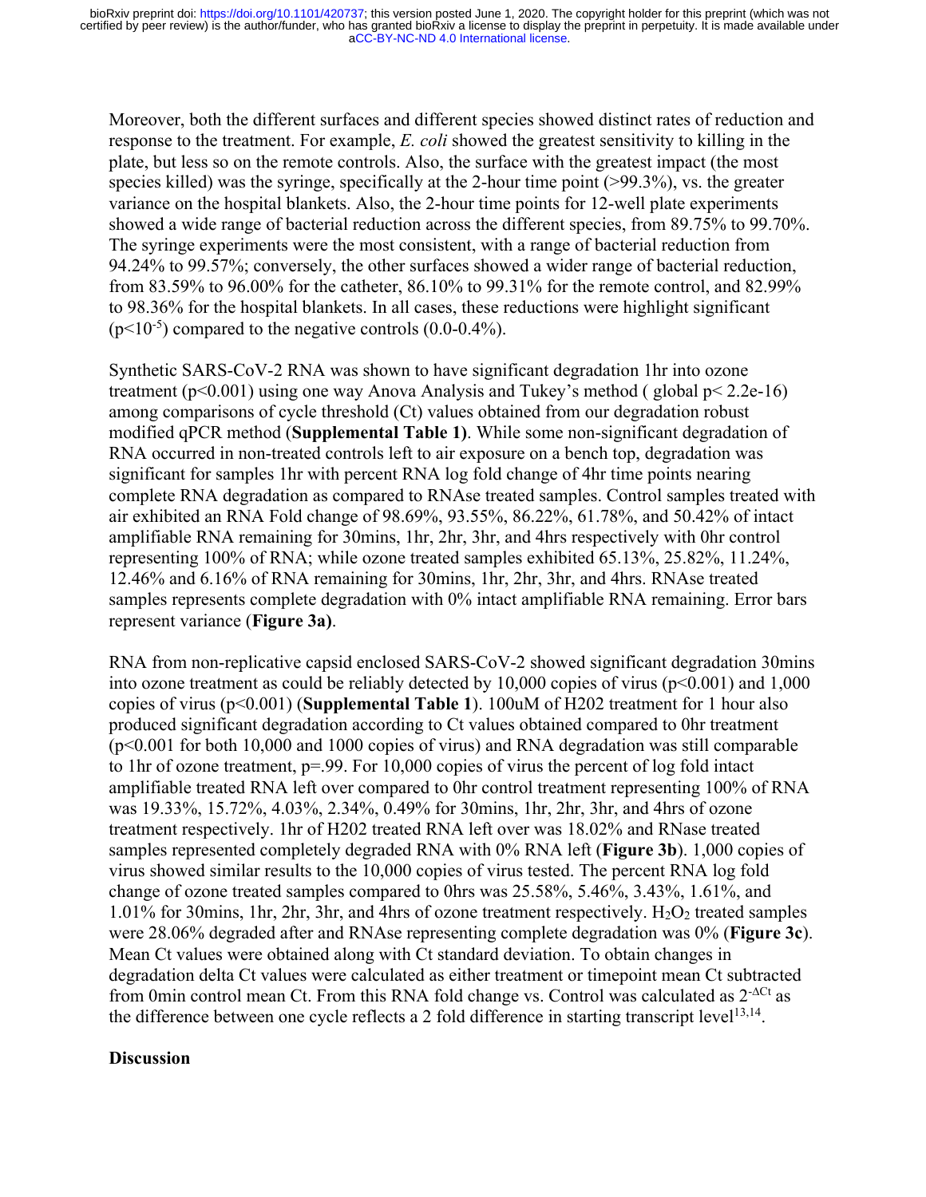Moreover, both the different surfaces and different species showed distinct rates of reduction and response to the treatment. For example, *E. coli* showed the greatest sensitivity to killing in the plate, but less so on the remote controls. Also, the surface with the greatest impact (the most species killed) was the syringe, specifically at the 2-hour time point (>99.3%), vs. the greater variance on the hospital blankets. Also, the 2-hour time points for 12-well plate experiments showed a wide range of bacterial reduction across the different species, from 89.75% to 99.70%. The syringe experiments were the most consistent, with a range of bacterial reduction from 94.24% to 99.57%; conversely, the other surfaces showed a wider range of bacterial reduction, from 83.59% to 96.00% for the catheter, 86.10% to 99.31% for the remote control, and 82.99% to 98.36% for the hospital blankets. In all cases, these reductions were highlight significant ($p<10^{-5}$) compared to the negative controls (0.0-0.4%).

Synthetic SARS-CoV-2 RNA was shown to have significant degradation 1hr into ozone treatment ($p<0.001$) using one way Anova Analysis and Tukey's method ( global $p< 2.2e-16$) among comparisons of cycle threshold (Ct) values obtained from our degradation robust modified qPCR method (**Supplemental Table 1)**. While some non-significant degradation of RNA occurred in non-treated controls left to air exposure on a bench top, degradation was significant for samples 1hr with percent RNA log fold change of 4hr time points nearing complete RNA degradation as compared to RNAse treated samples. Control samples treated with air exhibited an RNA Fold change of 98.69%, 93.55%, 86.22%, 61.78%, and 50.42% of intact amplifiable RNA remaining for 30mins, 1hr, 2hr, 3hr, and 4hrs respectively with 0hr control representing 100% of RNA; while ozone treated samples exhibited 65.13%, 25.82%, 11.24%, 12.46% and 6.16% of RNA remaining for 30mins, 1hr, 2hr, 3hr, and 4hrs. RNAse treated samples represents complete degradation with 0% intact amplifiable RNA remaining. Error bars represent variance (**Figure 3a)**.

RNA from non-replicative capsid enclosed SARS-CoV-2 showed significant degradation 30mins into ozone treatment as could be reliably detected by 10,000 copies of virus ($p<0.001$) and 1,000 copies of virus ($p<0.001$) (**Supplemental Table 1**). 100uM of H202 treatment for 1 hour also produced significant degradation according to Ct values obtained compared to 0hr treatment ($p<0.001$ for both 10,000 and 1000 copies of virus) and RNA degradation was still comparable to 1hr of ozone treatment, $p=.99$. For 10,000 copies of virus the percent of log fold intact amplifiable treated RNA left over compared to 0hr control treatment representing 100% of RNA was 19.33%, 15.72%, 4.03%, 2.34%, 0.49% for 30mins, 1hr, 2hr, 3hr, and 4hrs of ozone treatment respectively. 1hr of H202 treated RNA left over was 18.02% and RNase treated samples represented completely degraded RNA with 0% RNA left (**Figure 3b**). 1,000 copies of virus showed similar results to the 10,000 copies of virus tested. The percent RNA log fold change of ozone treated samples compared to 0hrs was 25.58%, 5.46%, 3.43%, 1.61%, and 1.01% for 30mins, 1hr, 2hr, 3hr, and 4hrs of ozone treatment respectively. $H_2O_2$ treated samples were 28.06% degraded after and RNAse representing complete degradation was 0% (**Figure 3c**). Mean Ct values were obtained along with Ct standard deviation. To obtain changes in degradation delta Ct values were calculated as either treatment or timepoint mean Ct subtracted from 0min control mean Ct. From this RNA fold change vs. Control was calculated as $2^{-\Delta Ct}$ as the difference between one cycle reflects a 2 fold difference in starting transcript level[13,14].

## Discussion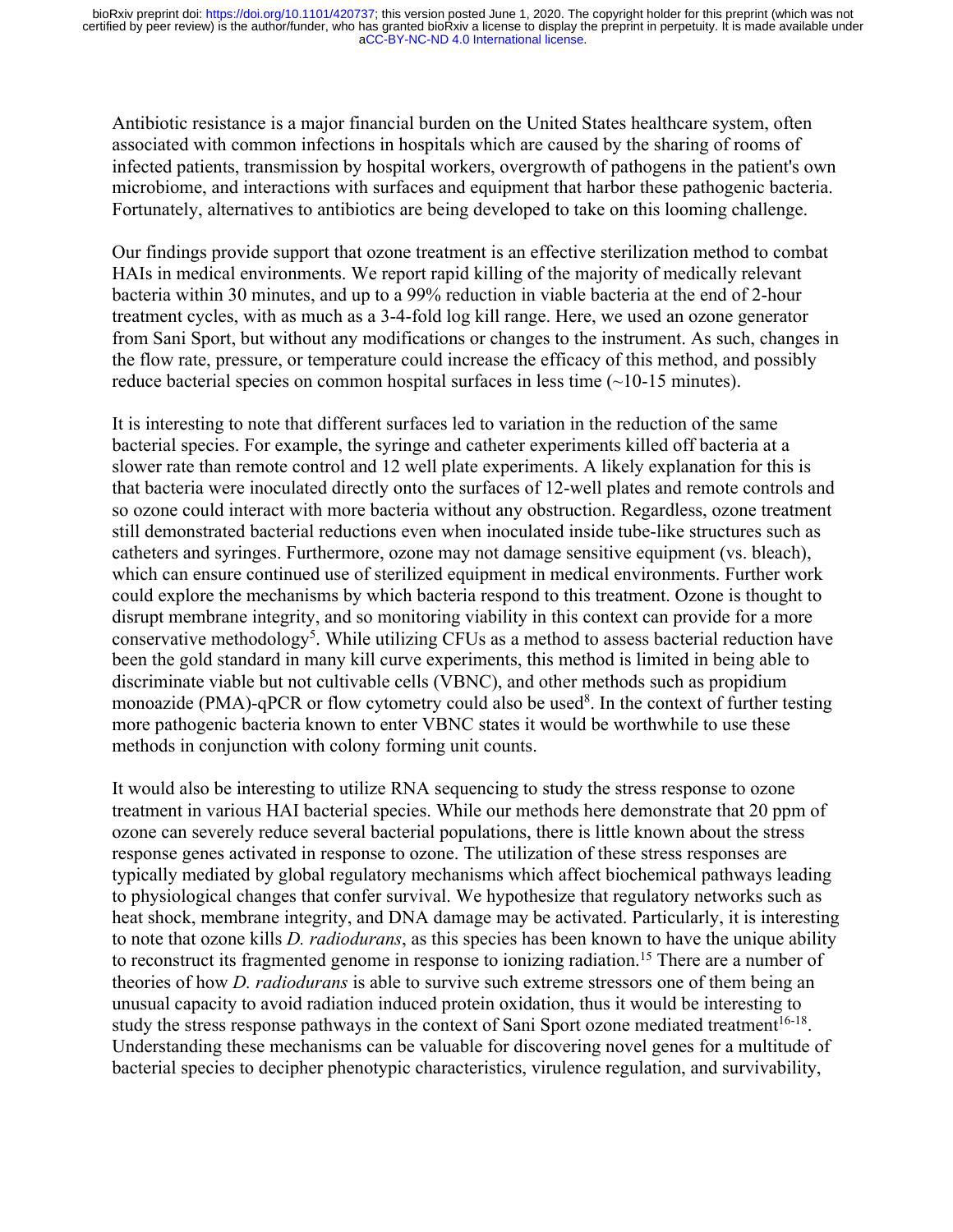Antibiotic resistance is a major financial burden on the United States healthcare system, often associated with common infections in hospitals which are caused by the sharing of rooms of infected patients, transmission by hospital workers, overgrowth of pathogens in the patient's own microbiome, and interactions with surfaces and equipment that harbor these pathogenic bacteria. Fortunately, alternatives to antibiotics are being developed to take on this looming challenge.

Our findings provide support that ozone treatment is an effective sterilization method to combat HAIs in medical environments. We report rapid killing of the majority of medically relevant bacteria within 30 minutes, and up to a 99% reduction in viable bacteria at the end of 2-hour treatment cycles, with as much as a 3-4-fold log kill range. Here, we used an ozone generator from Sani Sport, but without any modifications or changes to the instrument. As such, changes in the flow rate, pressure, or temperature could increase the efficacy of this method, and possibly reduce bacterial species on common hospital surfaces in less time (~10-15 minutes).

It is interesting to note that different surfaces led to variation in the reduction of the same bacterial species. For example, the syringe and catheter experiments killed off bacteria at a slower rate than remote control and 12 well plate experiments. A likely explanation for this is that bacteria were inoculated directly onto the surfaces of 12-well plates and remote controls and so ozone could interact with more bacteria without any obstruction. Regardless, ozone treatment still demonstrated bacterial reductions even when inoculated inside tube-like structures such as catheters and syringes. Furthermore, ozone may not damage sensitive equipment (vs. bleach), which can ensure continued use of sterilized equipment in medical environments. Further work could explore the mechanisms by which bacteria respond to this treatment. Ozone is thought to disrupt membrane integrity, and so monitoring viability in this context can provide for a more conservative methodology[5]. While utilizing CFUs as a method to assess bacterial reduction have been the gold standard in many kill curve experiments, this method is limited in being able to discriminate viable but not cultivable cells (VBNC), and other methods such as propidium monoazide (PMA)-qPCR or flow cytometry could also be used[8]. In the context of further testing more pathogenic bacteria known to enter VBNC states it would be worthwhile to use these methods in conjunction with colony forming unit counts.

It would also be interesting to utilize RNA sequencing to study the stress response to ozone treatment in various HAI bacterial species. While our methods here demonstrate that 20 ppm of ozone can severely reduce several bacterial populations, there is little known about the stress response genes activated in response to ozone. The utilization of these stress responses are typically mediated by global regulatory mechanisms which affect biochemical pathways leading to physiological changes that confer survival. We hypothesize that regulatory networks such as heat shock, membrane integrity, and DNA damage may be activated. Particularly, it is interesting to note that ozone kills *D. radiodurans*, as this species has been known to have the unique ability to reconstruct its fragmented genome in response to ionizing radiation.[15] There are a number of theories of how *D. radiodurans* is able to survive such extreme stressors one of them being an unusual capacity to avoid radiation induced protein oxidation, thus it would be interesting to study the stress response pathways in the context of Sani Sport ozone mediated treatment[16-18]. Understanding these mechanisms can be valuable for discovering novel genes for a multitude of bacterial species to decipher phenotypic characteristics, virulence regulation, and survivability,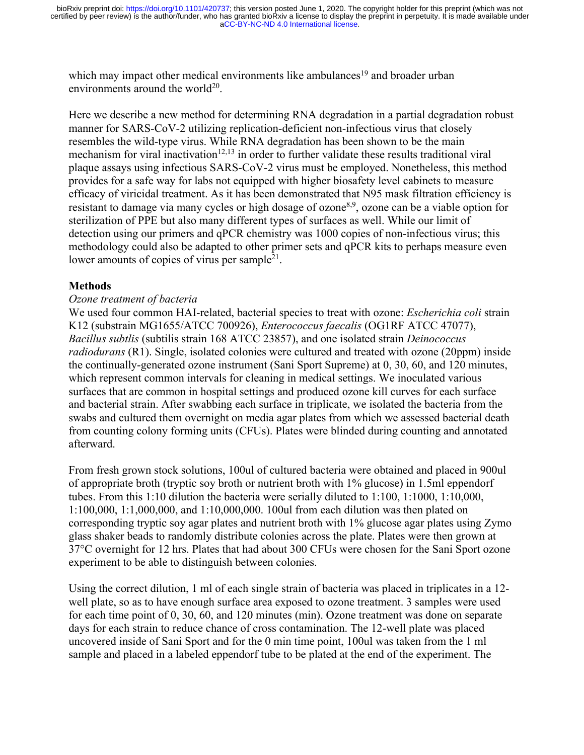which may impact other medical environments like ambulances[19] and broader urban environments around the world[20].

Here we describe a new method for determining RNA degradation in a partial degradation robust manner for SARS-CoV-2 utilizing replication-deficient non-infectious virus that closely resembles the wild-type virus. While RNA degradation has been shown to be the main mechanism for viral inactivation[12,13] in order to further validate these results traditional viral plaque assays using infectious SARS-CoV-2 virus must be employed. Nonetheless, this method provides for a safe way for labs not equipped with higher biosafety level cabinets to measure efficacy of viricidal treatment. As it has been demonstrated that N95 mask filtration efficiency is resistant to damage via many cycles or high dosage of ozone[8,9], ozone can be a viable option for sterilization of PPE but also many different types of surfaces as well. While our limit of detection using our primers and qPCR chemistry was 1000 copies of non-infectious virus; this methodology could also be adapted to other primer sets and qPCR kits to perhaps measure even lower amounts of copies of virus per sample[21].

## Methods

### *Ozone treatment of bacteria*

We used four common HAI-related, bacterial species to treat with ozone: *Escherichia coli* strain K12 (substrain MG1655/ATCC 700926), *Enterococcus faecalis* (OG1RF ATCC 47077), *Bacillus subtlis* (subtilis strain 168 ATCC 23857), and one isolated strain *Deinococcus radiodurans* (R1). Single, isolated colonies were cultured and treated with ozone (20ppm) inside the continually-generated ozone instrument (Sani Sport Supreme) at 0, 30, 60, and 120 minutes, which represent common intervals for cleaning in medical settings. We inoculated various surfaces that are common in hospital settings and produced ozone kill curves for each surface and bacterial strain. After swabbing each surface in triplicate, we isolated the bacteria from the swabs and cultured them overnight on media agar plates from which we assessed bacterial death from counting colony forming units (CFUs). Plates were blinded during counting and annotated afterward.

From fresh grown stock solutions, 100ul of cultured bacteria were obtained and placed in 900ul of appropriate broth (tryptic soy broth or nutrient broth with 1% glucose) in 1.5ml eppendorf tubes. From this 1:10 dilution the bacteria were serially diluted to 1:100, 1:1000, 1:10,000, 1:100,000, 1:1,000,000, and 1:10,000,000. 100ul from each dilution was then plated on corresponding tryptic soy agar plates and nutrient broth with 1% glucose agar plates using Zymo glass shaker beads to randomly distribute colonies across the plate. Plates were then grown at 37°C overnight for 12 hrs. Plates that had about 300 CFUs were chosen for the Sani Sport ozone experiment to be able to distinguish between colonies.

Using the correct dilution, 1 ml of each single strain of bacteria was placed in triplicates in a 12-well plate, so as to have enough surface area exposed to ozone treatment. 3 samples were used for each time point of 0, 30, 60, and 120 minutes (min). Ozone treatment was done on separate days for each strain to reduce chance of cross contamination. The 12-well plate was placed uncovered inside of Sani Sport and for the 0 min time point, 100ul was taken from the 1 ml sample and placed in a labeled eppendorf tube to be plated at the end of the experiment. The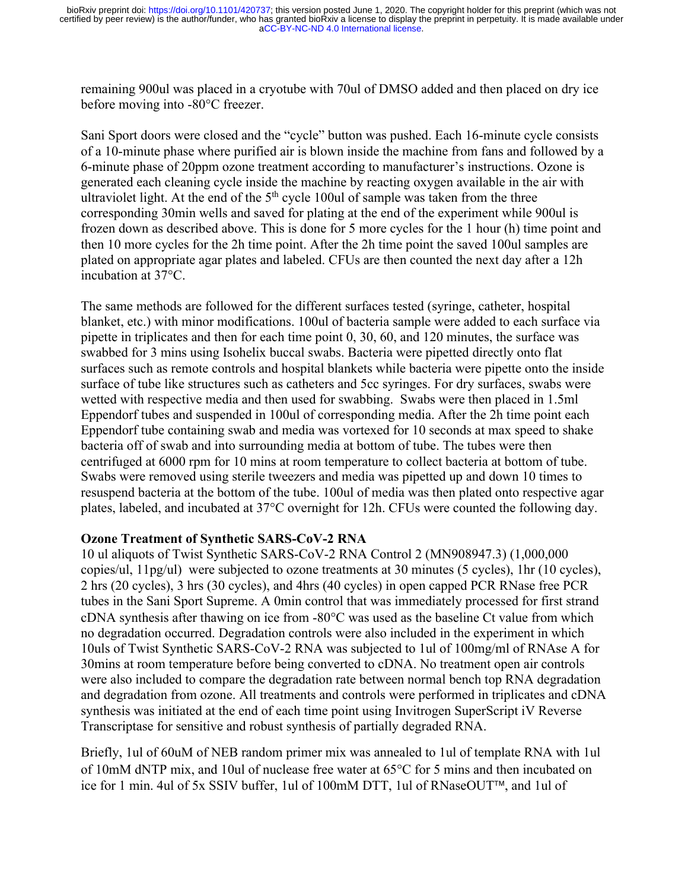remaining 900ul was placed in a cryotube with 70ul of DMSO added and then placed on dry ice before moving into -80°C freezer.

Sani Sport doors were closed and the "cycle" button was pushed. Each 16-minute cycle consists of a 10-minute phase where purified air is blown inside the machine from fans and followed by a 6-minute phase of 20ppm ozone treatment according to manufacturer's instructions. Ozone is generated each cleaning cycle inside the machine by reacting oxygen available in the air with ultraviolet light. At the end of the 5th cycle 100ul of sample was taken from the three corresponding 30min wells and saved for plating at the end of the experiment while 900ul is frozen down as described above. This is done for 5 more cycles for the 1 hour (h) time point and then 10 more cycles for the 2h time point. After the 2h time point the saved 100ul samples are plated on appropriate agar plates and labeled. CFUs are then counted the next day after a 12h incubation at 37°C.

The same methods are followed for the different surfaces tested (syringe, catheter, hospital blanket, etc.) with minor modifications. 100ul of bacteria sample were added to each surface via pipette in triplicates and then for each time point 0, 30, 60, and 120 minutes, the surface was swabbed for 3 mins using Isohelix buccal swabs. Bacteria were pipetted directly onto flat surfaces such as remote controls and hospital blankets while bacteria were pipette onto the inside surface of tube like structures such as catheters and 5cc syringes. For dry surfaces, swabs were wetted with respective media and then used for swabbing. Swabs were then placed in 1.5ml Eppendorf tubes and suspended in 100ul of corresponding media. After the 2h time point each Eppendorf tube containing swab and media was vortexed for 10 seconds at max speed to shake bacteria off of swab and into surrounding media at bottom of tube. The tubes were then centrifuged at 6000 rpm for 10 mins at room temperature to collect bacteria at bottom of tube. Swabs were removed using sterile tweezers and media was pipetted up and down 10 times to resuspend bacteria at the bottom of the tube. 100ul of media was then plated onto respective agar plates, labeled, and incubated at 37°C overnight for 12h. CFUs were counted the following day.

**Ozone Treatment of Synthetic SARS-CoV-2 RNA**

10 ul aliquots of Twist Synthetic SARS-CoV-2 RNA Control 2 (MN908947.3) (1,000,000 copies/ul, 11pg/ul) were subjected to ozone treatments at 30 minutes (5 cycles), 1hr (10 cycles), 2 hrs (20 cycles), 3 hrs (30 cycles), and 4hrs (40 cycles) in open capped PCR RNase free PCR tubes in the Sani Sport Supreme. A 0min control that was immediately processed for first strand cDNA synthesis after thawing on ice from -80°C was used as the baseline Ct value from which no degradation occurred. Degradation controls were also included in the experiment in which 10uls of Twist Synthetic SARS-CoV-2 RNA was subjected to 1ul of 100mg/ml of RNAse A for 30mins at room temperature before being converted to cDNA. No treatment open air controls were also included to compare the degradation rate between normal bench top RNA degradation and degradation from ozone. All treatments and controls were performed in triplicates and cDNA synthesis was initiated at the end of each time point using Invitrogen SuperScript iV Reverse Transcriptase for sensitive and robust synthesis of partially degraded RNA.

Briefly, 1ul of 60uM of NEB random primer mix was annealed to 1ul of template RNA with 1ul of 10mM dNTP mix, and 10ul of nuclease free water at 65°C for 5 mins and then incubated on ice for 1 min. 4ul of 5x SSIV buffer, 1ul of 100mM DTT, 1ul of RNaseOUT™, and 1ul of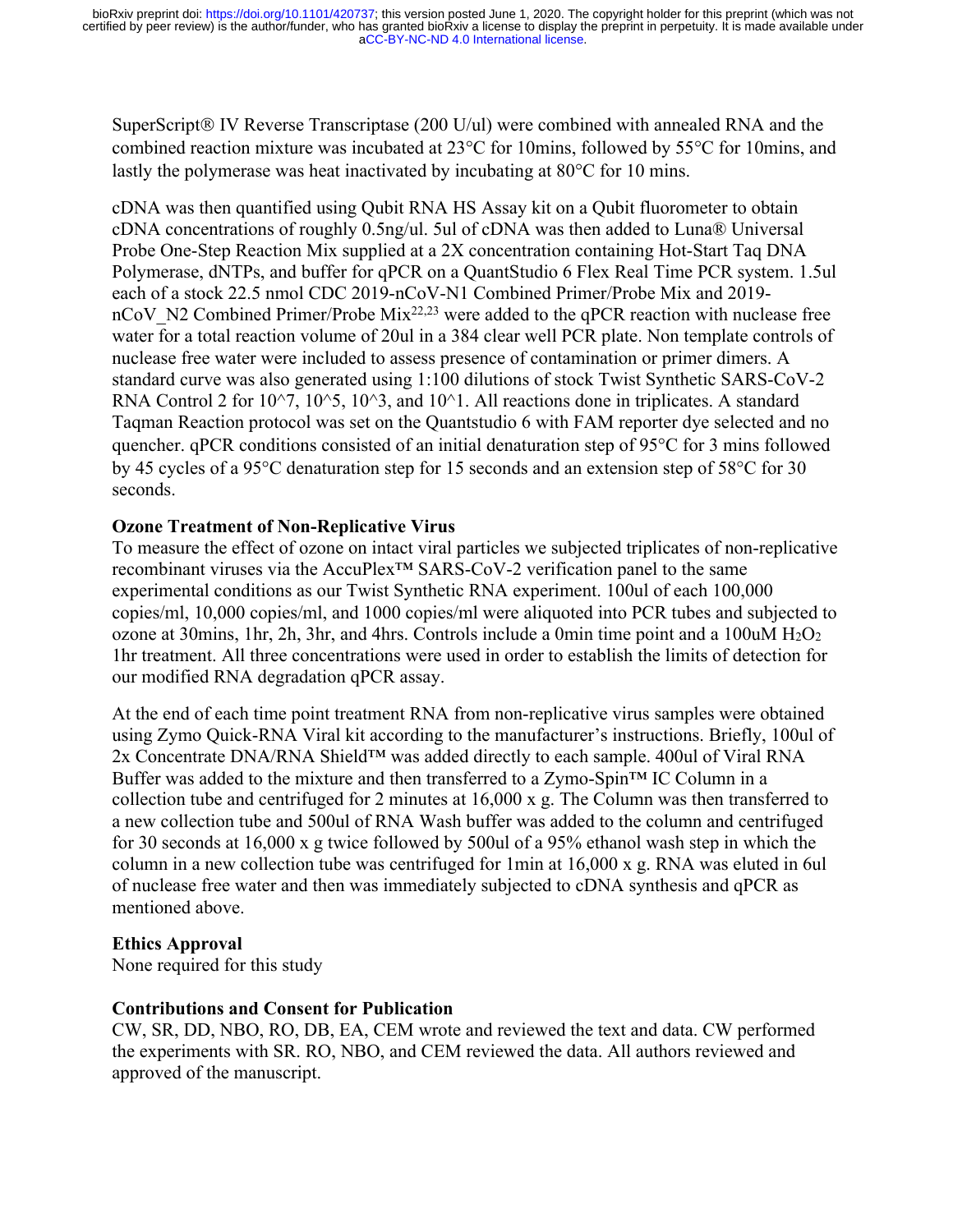SuperScript® IV Reverse Transcriptase (200 U/ul) were combined with annealed RNA and the combined reaction mixture was incubated at 23°C for 10mins, followed by 55°C for 10mins, and lastly the polymerase was heat inactivated by incubating at 80°C for 10 mins.

cDNA was then quantified using Qubit RNA HS Assay kit on a Qubit fluorometer to obtain cDNA concentrations of roughly 0.5ng/ul. 5ul of cDNA was then added to Luna® Universal Probe One-Step Reaction Mix supplied at a 2X concentration containing Hot-Start Taq DNA Polymerase, dNTPs, and buffer for qPCR on a QuantStudio 6 Flex Real Time PCR system. 1.5ul each of a stock 22.5 nmol CDC 2019-nCoV-N1 Combined Primer/Probe Mix and 2019-nCoV_N2 Combined Primer/Probe Mix[22,23] were added to the qPCR reaction with nuclease free water for a total reaction volume of 20ul in a 384 clear well PCR plate. Non template controls of nuclease free water were included to assess presence of contamination or primer dimers. A standard curve was also generated using 1:100 dilutions of stock Twist Synthetic SARS-CoV-2 RNA Control 2 for 10^7, 10^5, 10^3, and 10^1. All reactions done in triplicates. A standard Taqman Reaction protocol was set on the Quantstudio 6 with FAM reporter dye selected and no quencher. qPCR conditions consisted of an initial denaturation step of 95°C for 3 mins followed by 45 cycles of a 95°C denaturation step for 15 seconds and an extension step of 58°C for 30 seconds.

**Ozone Treatment of Non-Replicative Virus**

To measure the effect of ozone on intact viral particles we subjected triplicates of non-replicative recombinant viruses via the AccuPlex™ SARS-CoV-2 verification panel to the same experimental conditions as our Twist Synthetic RNA experiment. 100ul of each 100,000 copies/ml, 10,000 copies/ml, and 1000 copies/ml were aliquoted into PCR tubes and subjected to ozone at 30mins, 1hr, 2h, 3hr, and 4hrs. Controls include a 0min time point and a 100uM $H_2O_2$ 1hr treatment. All three concentrations were used in order to establish the limits of detection for our modified RNA degradation qPCR assay.

At the end of each time point treatment RNA from non-replicative virus samples were obtained using Zymo Quick-RNA Viral kit according to the manufacturer's instructions. Briefly, 100ul of 2x Concentrate DNA/RNA Shield™ was added directly to each sample. 400ul of Viral RNA Buffer was added to the mixture and then transferred to a Zymo-Spin™ IC Column in a collection tube and centrifuged for 2 minutes at 16,000 x g. The Column was then transferred to a new collection tube and 500ul of RNA Wash buffer was added to the column and centrifuged for 30 seconds at 16,000 x g twice followed by 500ul of a 95% ethanol wash step in which the column in a new collection tube was centrifuged for 1min at 16,000 x g. RNA was eluted in 6ul of nuclease free water and then was immediately subjected to cDNA synthesis and qPCR as mentioned above.

**Ethics Approval**

None required for this study

**Contributions and Consent for Publication**

CW, SR, DD, NBO, RO, DB, EA, CEM wrote and reviewed the text and data. CW performed the experiments with SR. RO, NBO, and CEM reviewed the data. All authors reviewed and approved of the manuscript.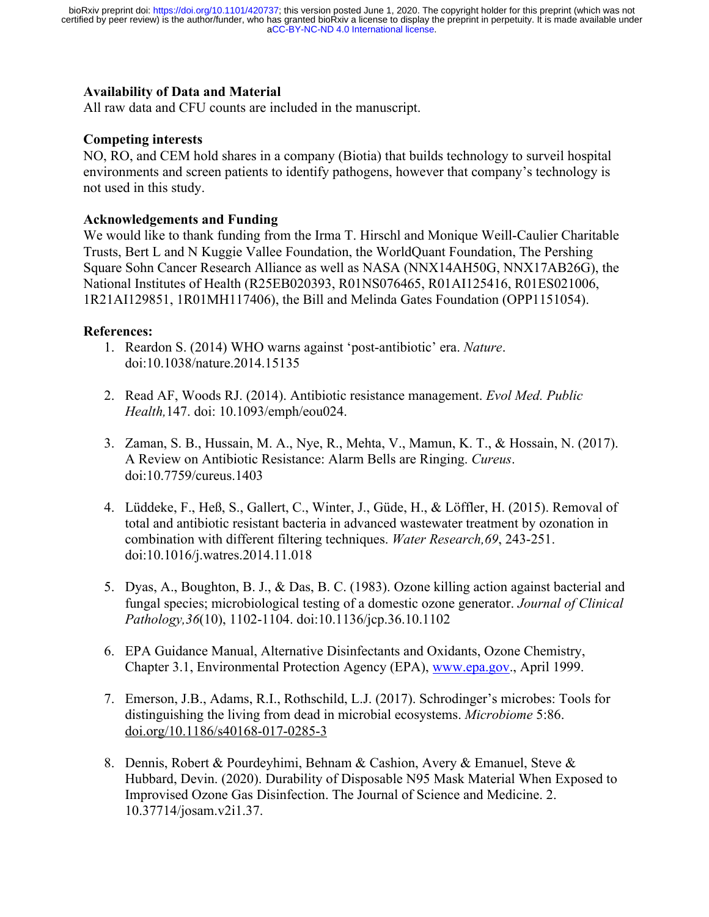**Availability of Data and Material**

All raw data and CFU counts are included in the manuscript.

**Competing interests**

NO, RO, and CEM hold shares in a company (Biotia) that builds technology to surveil hospital environments and screen patients to identify pathogens, however that company's technology is not used in this study.

**Acknowledgements and Funding**

We would like to thank funding from the Irma T. Hirschl and Monique Weill-Caulier Charitable Trusts, Bert L and N Kuggie Vallee Foundation, the WorldQuant Foundation, The Pershing Square Sohn Cancer Research Alliance as well as NASA (NNX14AH50G, NNX17AB26G), the National Institutes of Health (R25EB020393, R01NS076465, R01AI125416, R01ES021006, 1R21AI129851, 1R01MH117406), the Bill and Melinda Gates Foundation (OPP1151054).

**References:**

1. Reardon S. (2014) WHO warns against 'post-antibiotic' era. *Nature*. doi:10.1038/nature.2014.15135

2. Read AF, Woods RJ. (2014). Antibiotic resistance management. *Evol Med. Public Health,*147. doi: 10.1093/emph/eou024.

3. Zaman, S. B., Hussain, M. A., Nye, R., Mehta, V., Mamun, K. T., & Hossain, N. (2017). A Review on Antibiotic Resistance: Alarm Bells are Ringing. *Cureus*. doi:10.7759/cureus.1403

4. Lüddeke, F., Heß, S., Gallert, C., Winter, J., Güde, H., & Löffler, H. (2015). Removal of total and antibiotic resistant bacteria in advanced wastewater treatment by ozonation in combination with different filtering techniques. *Water Research,69*, 243-251. doi:10.1016/j.watres.2014.11.018

5. Dyas, A., Boughton, B. J., & Das, B. C. (1983). Ozone killing action against bacterial and fungal species; microbiological testing of a domestic ozone generator. *Journal of Clinical Pathology,36*(10), 1102-1104. doi:10.1136/jcp.36.10.1102

6. EPA Guidance Manual, Alternative Disinfectants and Oxidants, Ozone Chemistry, Chapter 3.1, Environmental Protection Agency (EPA), www.epa.gov., April 1999.

7. Emerson, J.B., Adams, R.I., Rothschild, L.J. (2017). Schrodinger's microbes: Tools for distinguishing the living from dead in microbial ecosystems. *Microbiome* 5:86. doi.org/10.1186/s40168-017-0285-3

8. Dennis, Robert & Pourdeyhimi, Behnam & Cashion, Avery & Emanuel, Steve & Hubbard, Devin. (2020). Durability of Disposable N95 Mask Material When Exposed to Improvised Ozone Gas Disinfection. The Journal of Science and Medicine. 2. 10.37714/josam.v2i1.37.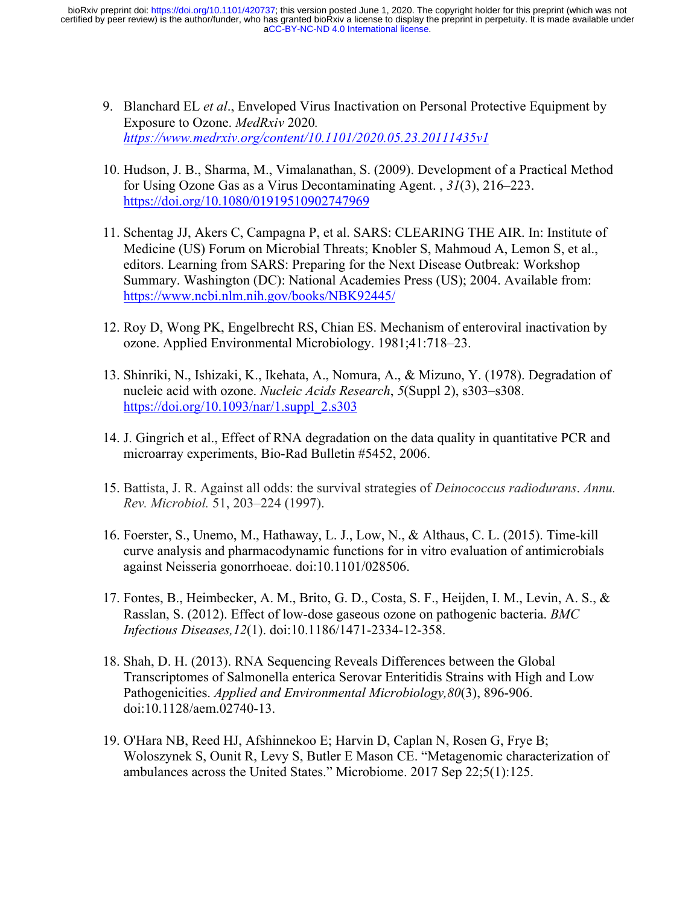9. Blanchard EL *et al*., Enveloped Virus Inactivation on Personal Protective Equipment by Exposure to Ozone. *MedRxiv* 2020. *https://www.medrxiv.org/content/10.1101/2020.05.23.20111435v1*

10. Hudson, J. B., Sharma, M., Vimalanathan, S. (2009). Development of a Practical Method for Using Ozone Gas as a Virus Decontaminating Agent. , *31*(3), 216–223. https://doi.org/10.1080/01919510902747969

11. Schentag JJ, Akers C, Campagna P, et al. SARS: CLEARING THE AIR. In: Institute of Medicine (US) Forum on Microbial Threats; Knobler S, Mahmoud A, Lemon S, et al., editors. Learning from SARS: Preparing for the Next Disease Outbreak: Workshop Summary. Washington (DC): National Academies Press (US); 2004. Available from: https://www.ncbi.nlm.nih.gov/books/NBK92445/

12. Roy D, Wong PK, Engelbrecht RS, Chian ES. Mechanism of enteroviral inactivation by ozone. Applied Environmental Microbiology. 1981;41:718–23.

13. Shinriki, N., Ishizaki, K., Ikehata, A., Nomura, A., & Mizuno, Y. (1978). Degradation of nucleic acid with ozone. *Nucleic Acids Research*, *5*(Suppl 2), s303–s308. https://doi.org/10.1093/nar/1.suppl_2.s303

14. J. Gingrich et al., Effect of RNA degradation on the data quality in quantitative PCR and microarray experiments, Bio-Rad Bulletin #5452, 2006.

15. Battista, J. R. Against all odds: the survival strategies of *Deinococcus radiodurans*. *Annu. Rev. Microbiol.* 51, 203–224 (1997).

16. Foerster, S., Unemo, M., Hathaway, L. J., Low, N., & Althaus, C. L. (2015). Time-kill curve analysis and pharmacodynamic functions for in vitro evaluation of antimicrobials against Neisseria gonorrhoeae. doi:10.1101/028506.

17. Fontes, B., Heimbecker, A. M., Brito, G. D., Costa, S. F., Heijden, I. M., Levin, A. S., & Rasslan, S. (2012). Effect of low-dose gaseous ozone on pathogenic bacteria. *BMC Infectious Diseases,12*(1). doi:10.1186/1471-2334-12-358.

18. Shah, D. H. (2013). RNA Sequencing Reveals Differences between the Global Transcriptomes of Salmonella enterica Serovar Enteritidis Strains with High and Low Pathogenicities. *Applied and Environmental Microbiology,80*(3), 896-906. doi:10.1128/aem.02740-13.

19. O'Hara NB, Reed HJ, Afshinnekoo E; Harvin D, Caplan N, Rosen G, Frye B; Woloszynek S, Ounit R, Levy S, Butler E Mason CE. "Metagenomic characterization of ambulances across the United States." Microbiome. 2017 Sep 22;5(1):125.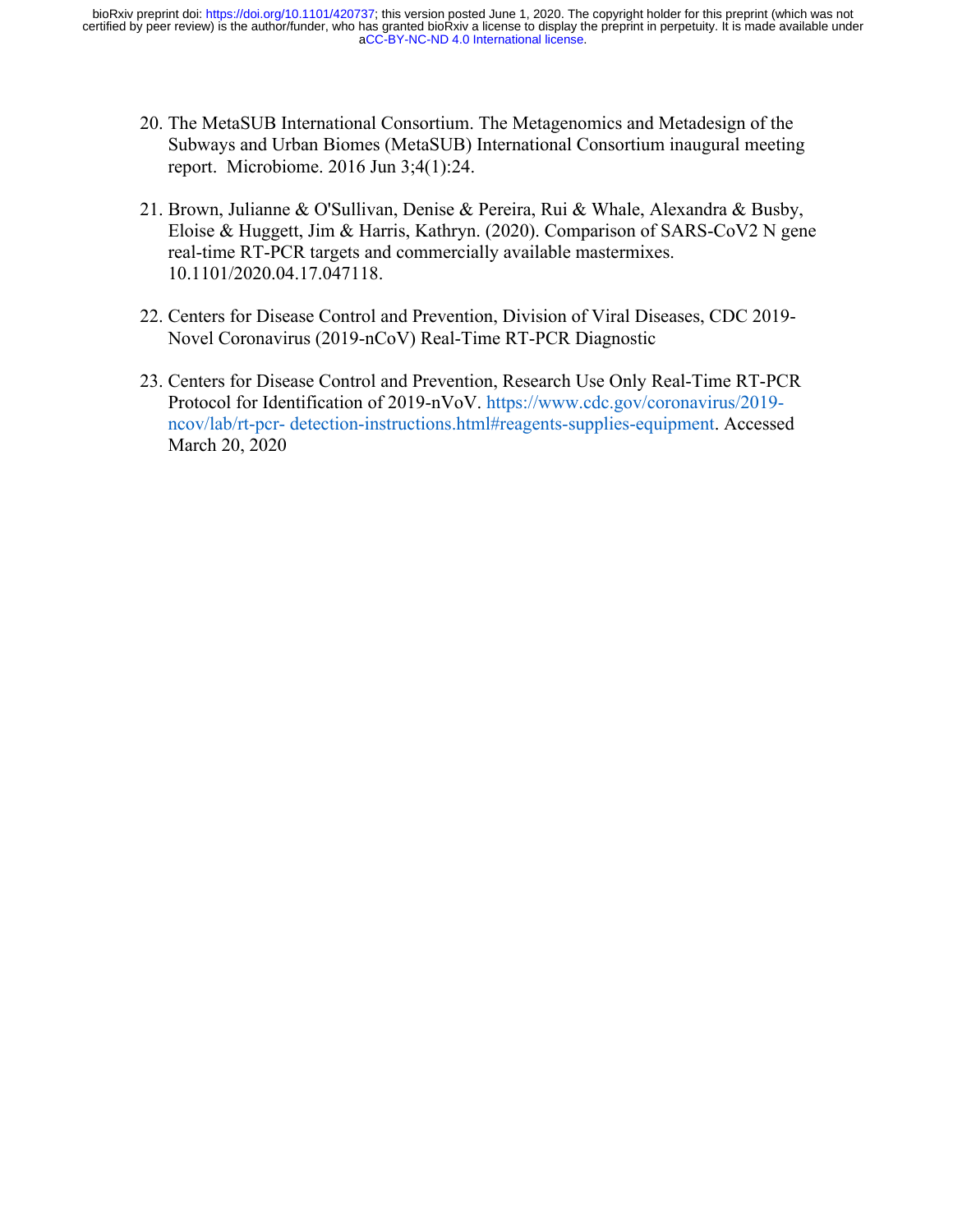20. The MetaSUB International Consortium. The Metagenomics and Metadesign of the Subways and Urban Biomes (MetaSUB) International Consortium inaugural meeting report. Microbiome. 2016 Jun 3;4(1):24.

21. Brown, Julianne & O'Sullivan, Denise & Pereira, Rui & Whale, Alexandra & Busby, Eloise & Huggett, Jim & Harris, Kathryn. (2020). Comparison of SARS-CoV2 N gene real-time RT-PCR targets and commercially available mastermixes. 10.1101/2020.04.17.047118.

22. Centers for Disease Control and Prevention, Division of Viral Diseases, CDC 2019-Novel Coronavirus (2019-nCoV) Real-Time RT-PCR Diagnostic

23. Centers for Disease Control and Prevention, Research Use Only Real-Time RT-PCR Protocol for Identification of 2019-nVoV. https://www.cdc.gov/coronavirus/2019-ncov/lab/rt-pcr- detection-instructions.html#reagents-supplies-equipment. Accessed March 20, 2020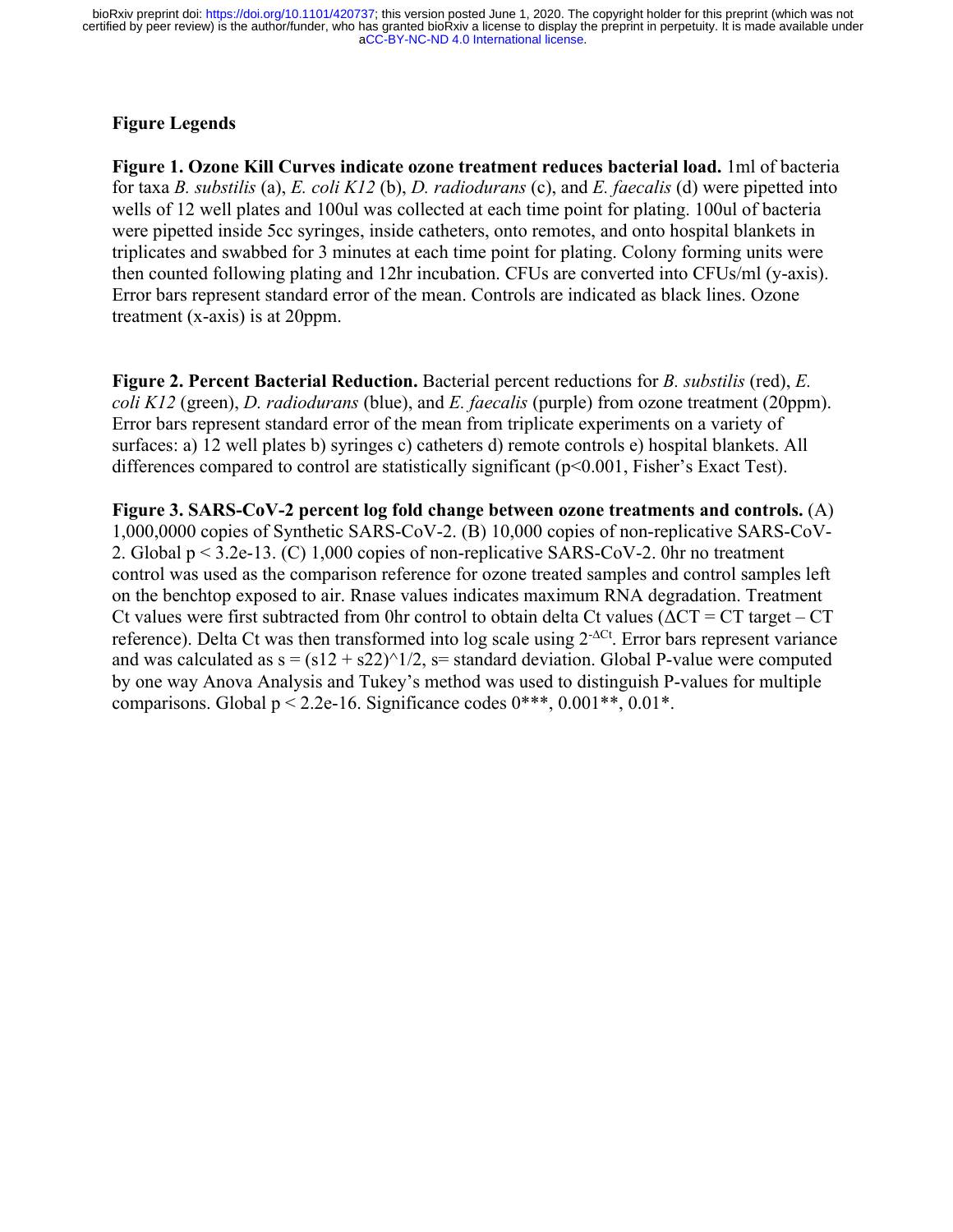## Figure Legends

**Figure 1. Ozone Kill Curves indicate ozone treatment reduces bacterial load.** 1ml of bacteria for taxa *B. substilis* (a), *E. coli K12* (b), *D. radiodurans* (c), and *E. faecalis* (d) were pipetted into wells of 12 well plates and 100ul was collected at each time point for plating. 100ul of bacteria were pipetted inside 5cc syringes, inside catheters, onto remotes, and onto hospital blankets in triplicates and swabbed for 3 minutes at each time point for plating. Colony forming units were then counted following plating and 12hr incubation. CFUs are converted into CFUs/ml (y-axis). Error bars represent standard error of the mean. Controls are indicated as black lines. Ozone treatment (x-axis) is at 20ppm.

**Figure 2. Percent Bacterial Reduction.** Bacterial percent reductions for *B. substilis* (red), *E. coli K12* (green), *D. radiodurans* (blue), and *E. faecalis* (purple) from ozone treatment (20ppm). Error bars represent standard error of the mean from triplicate experiments on a variety of surfaces: a) 12 well plates b) syringes c) catheters d) remote controls e) hospital blankets. All differences compared to control are statistically significant ($p<0.001$, Fisher's Exact Test).

**Figure 3. SARS-CoV-2 percent log fold change between ozone treatments and controls.** (A) 1,000,0000 copies of Synthetic SARS-CoV-2. (B) 10,000 copies of non-replicative SARS-CoV-2. Global $p < 3.2e\text{-}13$. (C) 1,000 copies of non-replicative SARS-CoV-2. 0hr no treatment control was used as the comparison reference for ozone treated samples and control samples left on the benchtop exposed to air. Rnase values indicates maximum RNA degradation. Treatment Ct values were first subtracted from 0hr control to obtain delta Ct values ($\Delta CT = CT\ \text{target} - CT\ \text{reference}$). Delta Ct was then transformed into log scale using $2^{-\Delta Ct}$. Error bars represent variance and was calculated as s = (s12 + s22)^1/2, s= standard deviation. Global P-value were computed by one way Anova Analysis and Tukey's method was used to distinguish P-values for multiple comparisons. Global $p < 2.2e\text{-}16$. Significance codes 0***, 0.001**, 0.01*.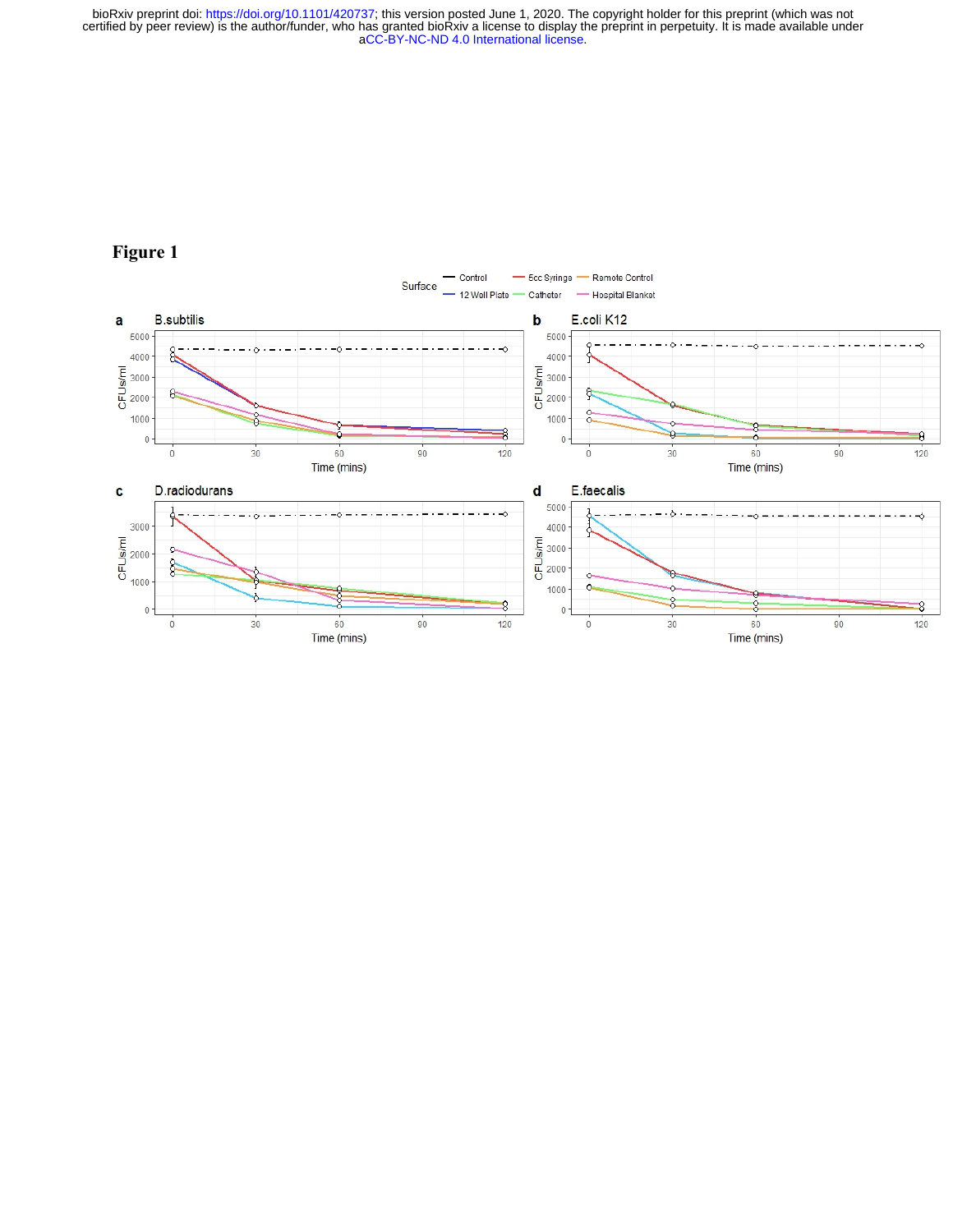# Figure 1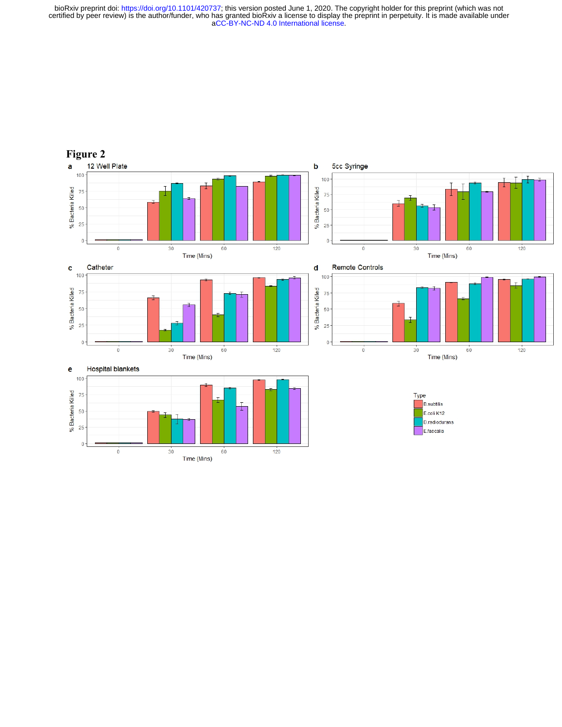# Figure 2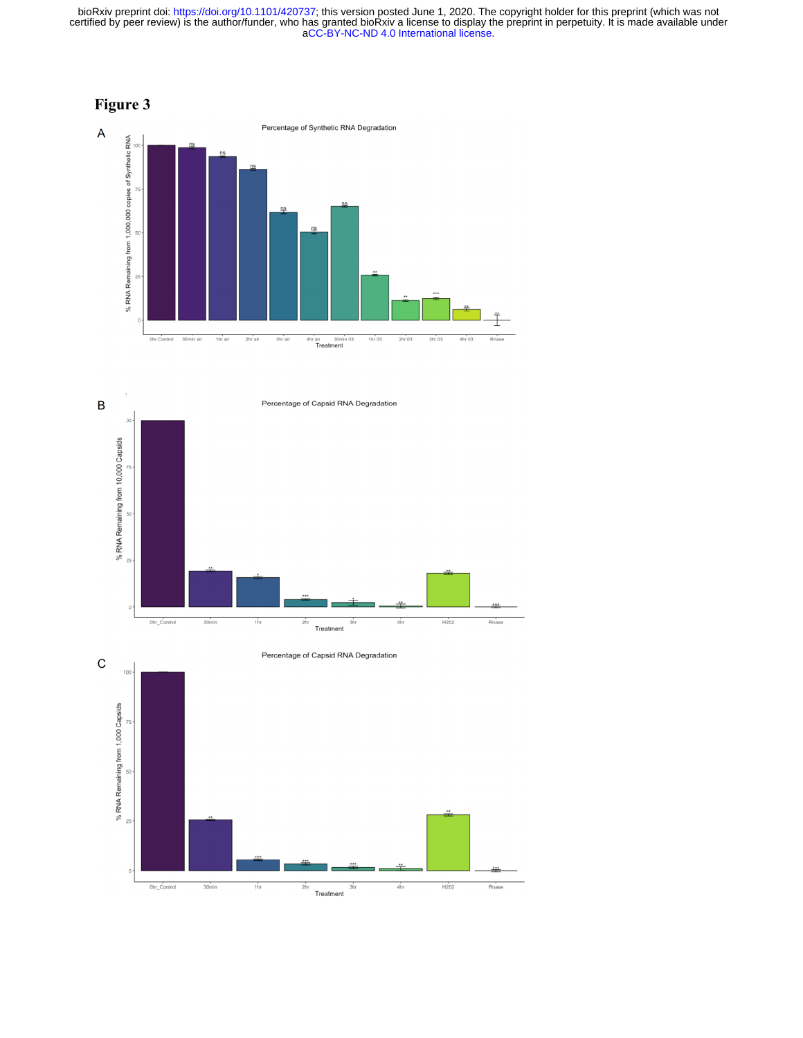# Figure 3

A

Percentage of Synthetic RNA Degradation

% RNA Remaining from 1,000,000 copies of Synthetic RNA

100
75
50
25
0

ns ns ns ns ns ns ** ** *** ** **

0hr Control | 30min air | 1hr air | 2hr air | 3hr air | 4hr air | 30min O3 | 1hr O3 | 2hr O3 | 3hr O3 | 4hr O3 | Rnase

Treatment

B

Percentage of Capsid RNA Degradation

% RNA Remaining from 10,000 Capsids

30
75
50
25
0

** * *** * ** ** ***

0hr_Control | 30min | 1hr | 2hr | 3hr | 4hr | H2O2 | Rnase

Treatment

C

Percentage of Capsid RNA Degradation

% RNA Remaining from 1,000 Capsids

100
75
50
25
0

** *** *** *** ** ** ***

0hr_Control | 30min | 1hr | 2hr | 3hr | 4hr | H2O2 | Rnase

Treatment